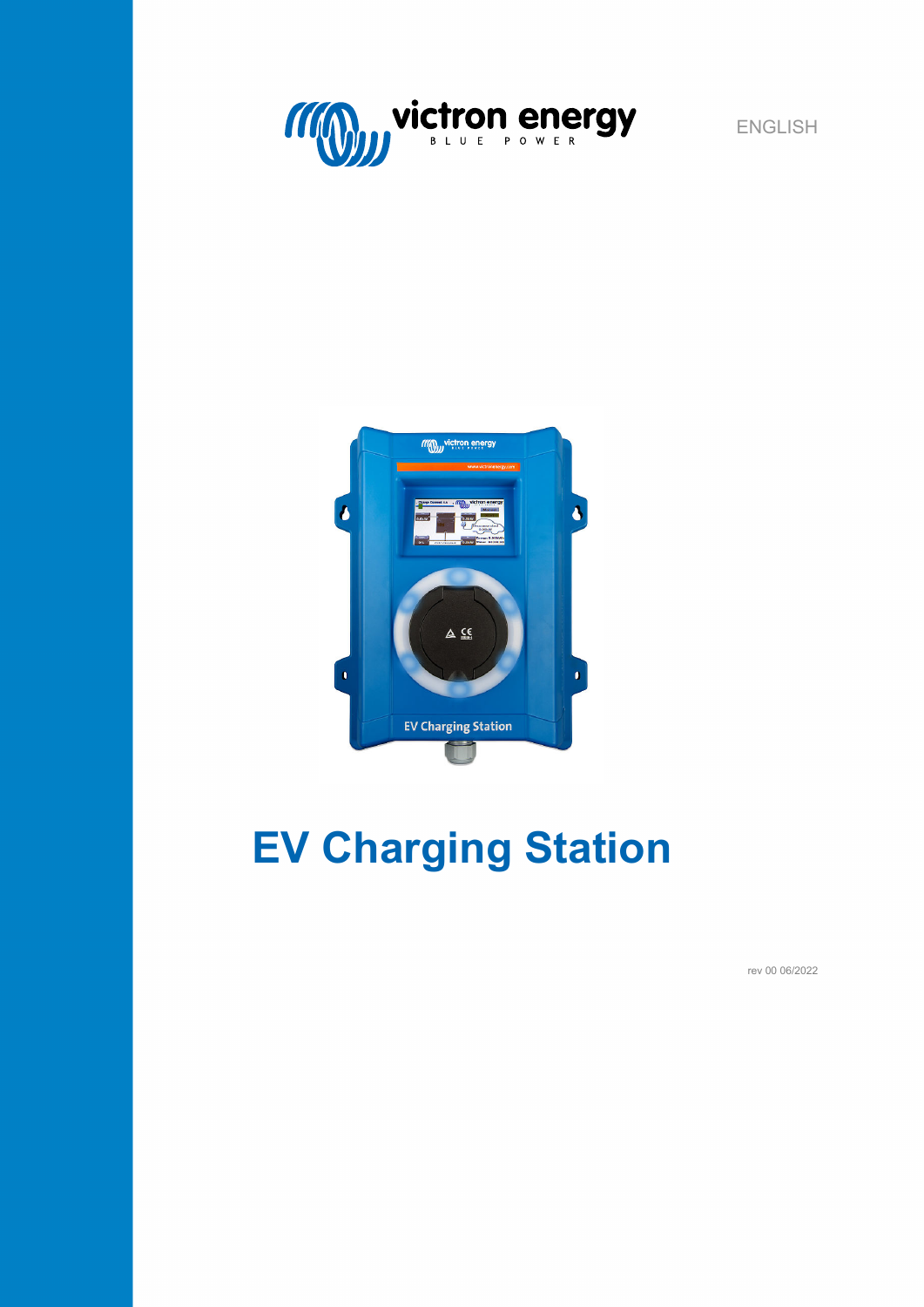ENGLISH

# EV Charging Station

rev 00 06/2022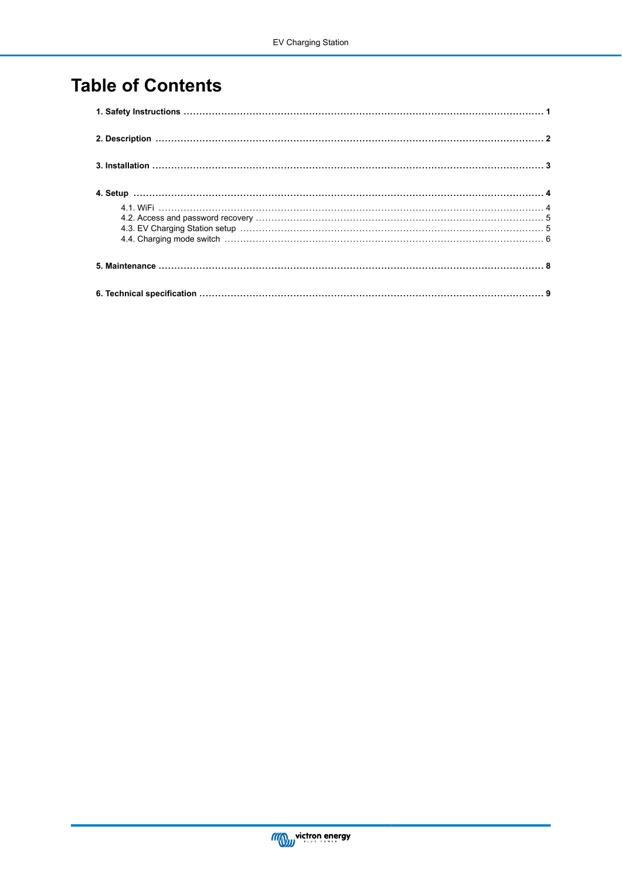# Table of Contents

**1. Safety Instructions** ........ 1

**2. Description** ........ 2

**3. Installation** ........ 3

**4. Setup** ........ 4

- 4.1. WiFi ........ 4
- 4.2. Access and password recovery ........ 5
- 4.3. EV Charging Station setup ........ 5
- 4.4. Charging mode switch ........ 6

**5. Maintenance** ........ 8

**6. Technical specification** ........ 9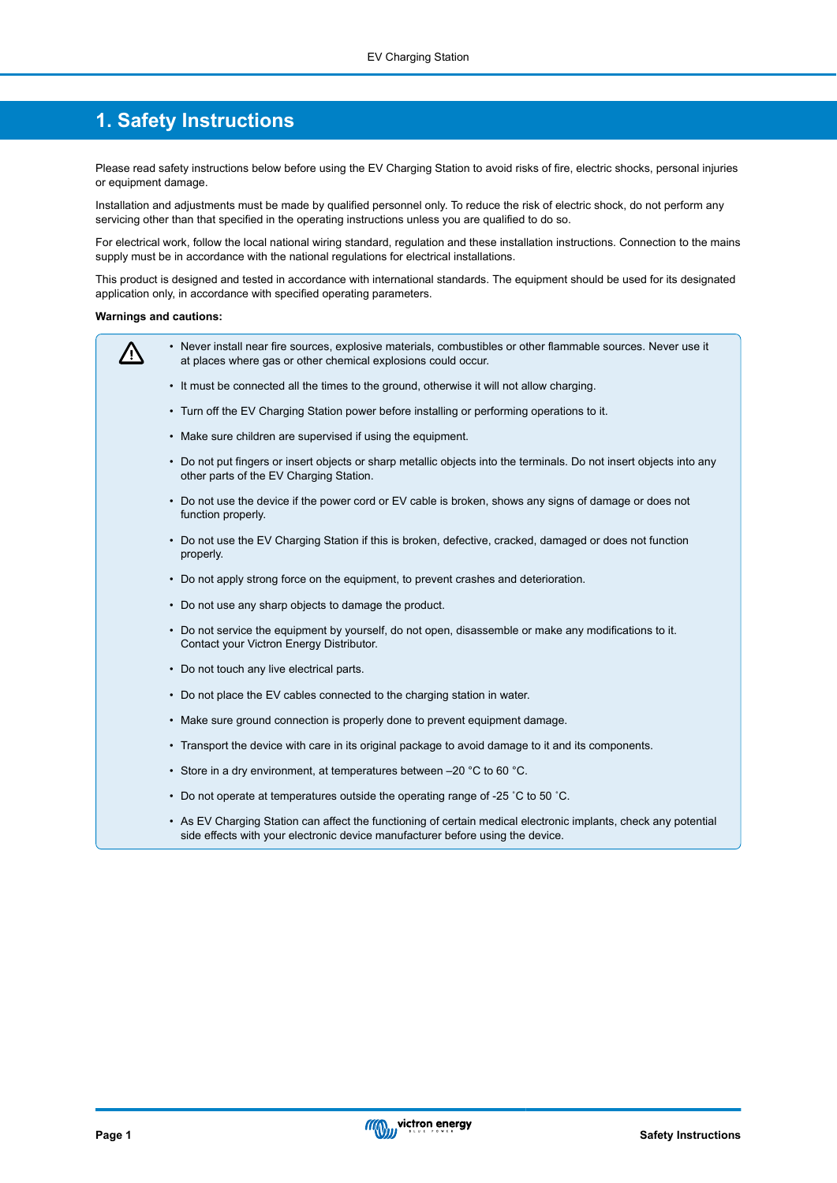# 1. Safety Instructions

Please read safety instructions below before using the EV Charging Station to avoid risks of fire, electric shocks, personal injuries or equipment damage.

Installation and adjustments must be made by qualified personnel only. To reduce the risk of electric shock, do not perform any servicing other than that specified in the operating instructions unless you are qualified to do so.

For electrical work, follow the local national wiring standard, regulation and these installation instructions. Connection to the mains supply must be in accordance with the national regulations for electrical installations.

This product is designed and tested in accordance with international standards. The equipment should be used for its designated application only, in accordance with specified operating parameters.

**Warnings and cautions:**

- Never install near fire sources, explosive materials, combustibles or other flammable sources. Never use it at places where gas or other chemical explosions could occur.
- It must be connected all the times to the ground, otherwise it will not allow charging.
- Turn off the EV Charging Station power before installing or performing operations to it.
- Make sure children are supervised if using the equipment.
- Do not put fingers or insert objects or sharp metallic objects into the terminals. Do not insert objects into any other parts of the EV Charging Station.
- Do not use the device if the power cord or EV cable is broken, shows any signs of damage or does not function properly.
- Do not use the EV Charging Station if this is broken, defective, cracked, damaged or does not function properly.
- Do not apply strong force on the equipment, to prevent crashes and deterioration.
- Do not use any sharp objects to damage the product.
- Do not service the equipment by yourself, do not open, disassemble or make any modifications to it. Contact your Victron Energy Distributor.
- Do not touch any live electrical parts.
- Do not place the EV cables connected to the charging station in water.
- Make sure ground connection is properly done to prevent equipment damage.
- Transport the device with care in its original package to avoid damage to it and its components.
- Store in a dry environment, at temperatures between –20 °C to 60 °C.
- Do not operate at temperatures outside the operating range of -25 ˚C to 50 ˚C.
- As EV Charging Station can affect the functioning of certain medical electronic implants, check any potential side effects with your electronic device manufacturer before using the device.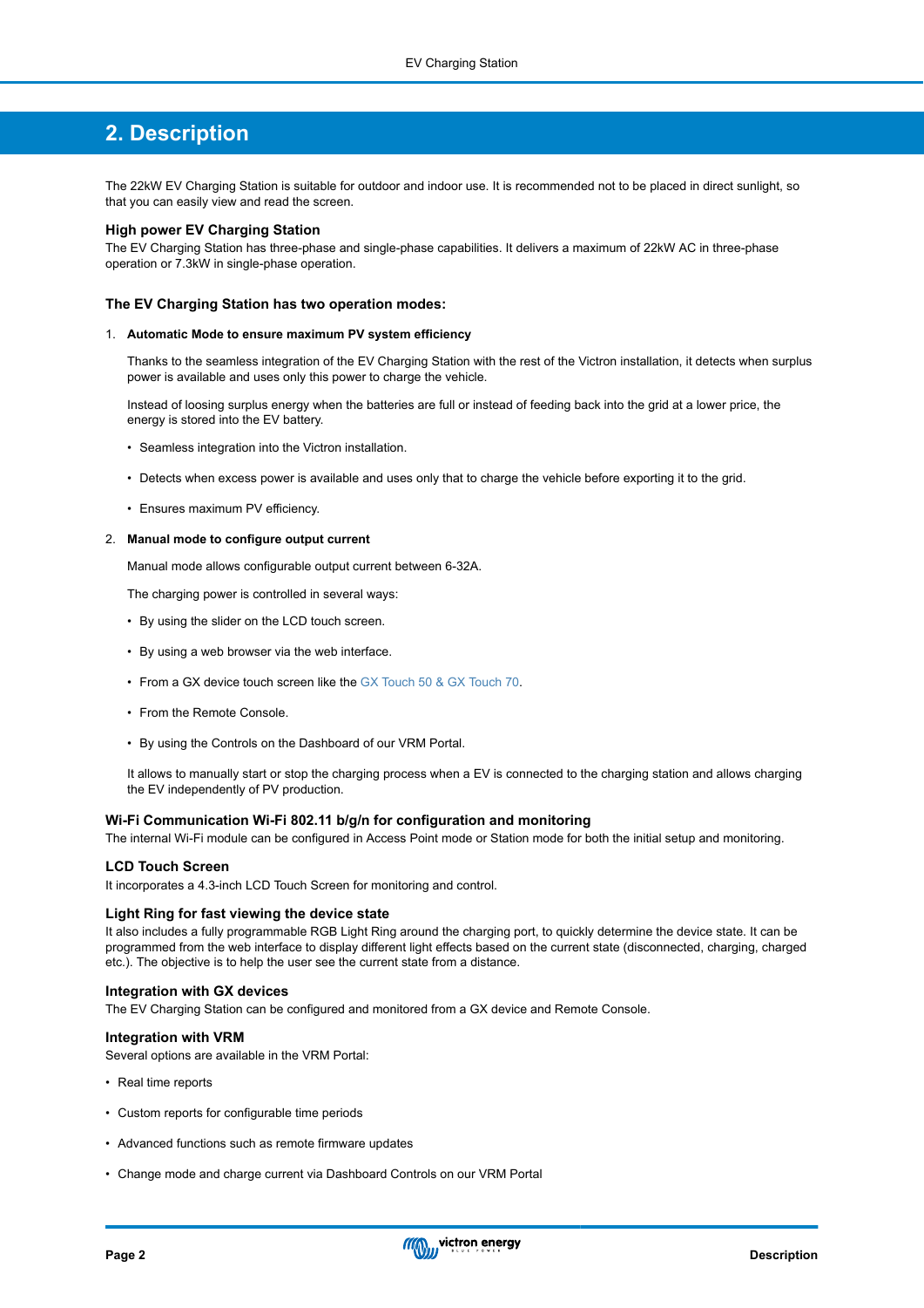# 2. Description

The 22kW EV Charging Station is suitable for outdoor and indoor use. It is recommended not to be placed in direct sunlight, so that you can easily view and read the screen.

### High power EV Charging Station

The EV Charging Station has three-phase and single-phase capabilities. It delivers a maximum of 22kW AC in three-phase operation or 7.3kW in single-phase operation.

### The EV Charging Station has two operation modes:

1. **Automatic Mode to ensure maximum PV system efficiency**

   Thanks to the seamless integration of the EV Charging Station with the rest of the Victron installation, it detects when surplus power is available and uses only this power to charge the vehicle.

   Instead of loosing surplus energy when the batteries are full or instead of feeding back into the grid at a lower price, the energy is stored into the EV battery.

   - Seamless integration into the Victron installation.
   - Detects when excess power is available and uses only that to charge the vehicle before exporting it to the grid.
   - Ensures maximum PV efficiency.

2. **Manual mode to configure output current**

   Manual mode allows configurable output current between 6-32A.

   The charging power is controlled in several ways:

   - By using the slider on the LCD touch screen.
   - By using a web browser via the web interface.
   - From a GX device touch screen like the GX Touch 50 & GX Touch 70.
   - From the Remote Console.
   - By using the Controls on the Dashboard of our VRM Portal.

   It allows to manually start or stop the charging process when a EV is connected to the charging station and allows charging the EV independently of PV production.

### Wi-Fi Communication Wi-Fi 802.11 b/g/n for configuration and monitoring

The internal Wi-Fi module can be configured in Access Point mode or Station mode for both the initial setup and monitoring.

### LCD Touch Screen

It incorporates a 4.3-inch LCD Touch Screen for monitoring and control.

### Light Ring for fast viewing the device state

It also includes a fully programmable RGB Light Ring around the charging port, to quickly determine the device state. It can be programmed from the web interface to display different light effects based on the current state (disconnected, charging, charged etc.). The objective is to help the user see the current state from a distance.

### Integration with GX devices

The EV Charging Station can be configured and monitored from a GX device and Remote Console.

### Integration with VRM

Several options are available in the VRM Portal:

- Real time reports
- Custom reports for configurable time periods
- Advanced functions such as remote firmware updates
- Change mode and charge current via Dashboard Controls on our VRM Portal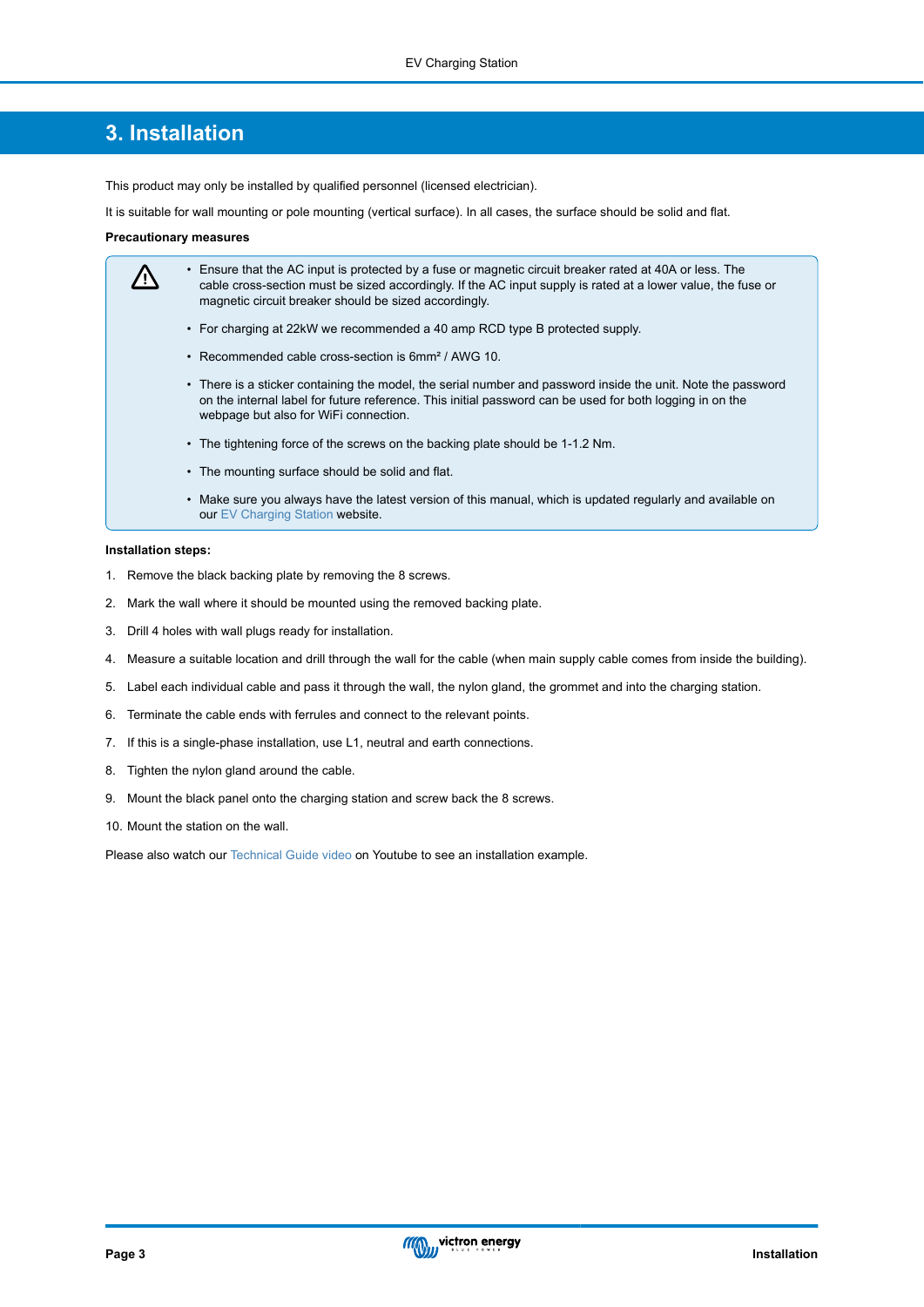# 3. Installation

This product may only be installed by qualified personnel (licensed electrician).

It is suitable for wall mounting or pole mounting (vertical surface). In all cases, the surface should be solid and flat.

**Precautionary measures**

- Ensure that the AC input is protected by a fuse or magnetic circuit breaker rated at 40A or less. The cable cross-section must be sized accordingly. If the AC input supply is rated at a lower value, the fuse or magnetic circuit breaker should be sized accordingly.
- For charging at 22kW we recommended a 40 amp RCD type B protected supply.
- Recommended cable cross-section is 6mm² / AWG 10.
- There is a sticker containing the model, the serial number and password inside the unit. Note the password on the internal label for future reference. This initial password can be used for both logging in on the webpage but also for WiFi connection.
- The tightening force of the screws on the backing plate should be 1-1.2 Nm.
- The mounting surface should be solid and flat.
- Make sure you always have the latest version of this manual, which is updated regularly and available on our EV Charging Station website.

**Installation steps:**

1. Remove the black backing plate by removing the 8 screws.
2. Mark the wall where it should be mounted using the removed backing plate.
3. Drill 4 holes with wall plugs ready for installation.
4. Measure a suitable location and drill through the wall for the cable (when main supply cable comes from inside the building).
5. Label each individual cable and pass it through the wall, the nylon gland, the grommet and into the charging station.
6. Terminate the cable ends with ferrules and connect to the relevant points.
7. If this is a single-phase installation, use L1, neutral and earth connections.
8. Tighten the nylon gland around the cable.
9. Mount the black panel onto the charging station and screw back the 8 screws.
10. Mount the station on the wall.

Please also watch our Technical Guide video on Youtube to see an installation example.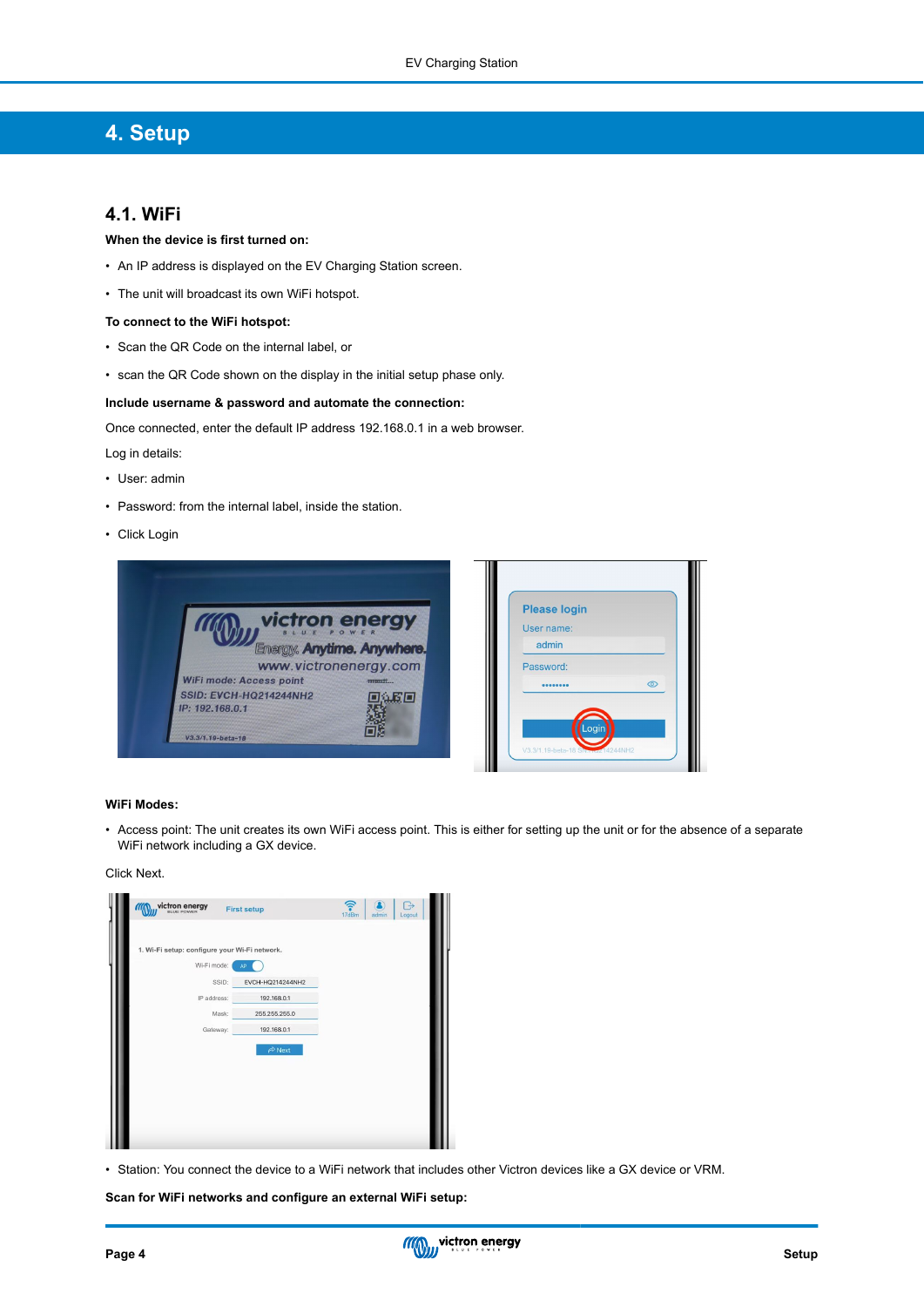# 4. Setup

## 4.1. WiFi

**When the device is first turned on:**

- An IP address is displayed on the EV Charging Station screen.
- The unit will broadcast its own WiFi hotspot.

**To connect to the WiFi hotspot:**

- Scan the QR Code on the internal label, or
- scan the QR Code shown on the display in the initial setup phase only.

**Include username & password and automate the connection:**

Once connected, enter the default IP address 192.168.0.1 in a web browser.

Log in details:

- User: admin
- Password: from the internal label, inside the station.
- Click Login

**WiFi Modes:**

- Access point: The unit creates its own WiFi access point. This is either for setting up the unit or for the absence of a separate WiFi network including a GX device.

Click Next.

- Station: You connect the device to a WiFi network that includes other Victron devices like a GX device or VRM.

**Scan for WiFi networks and configure an external WiFi setup:**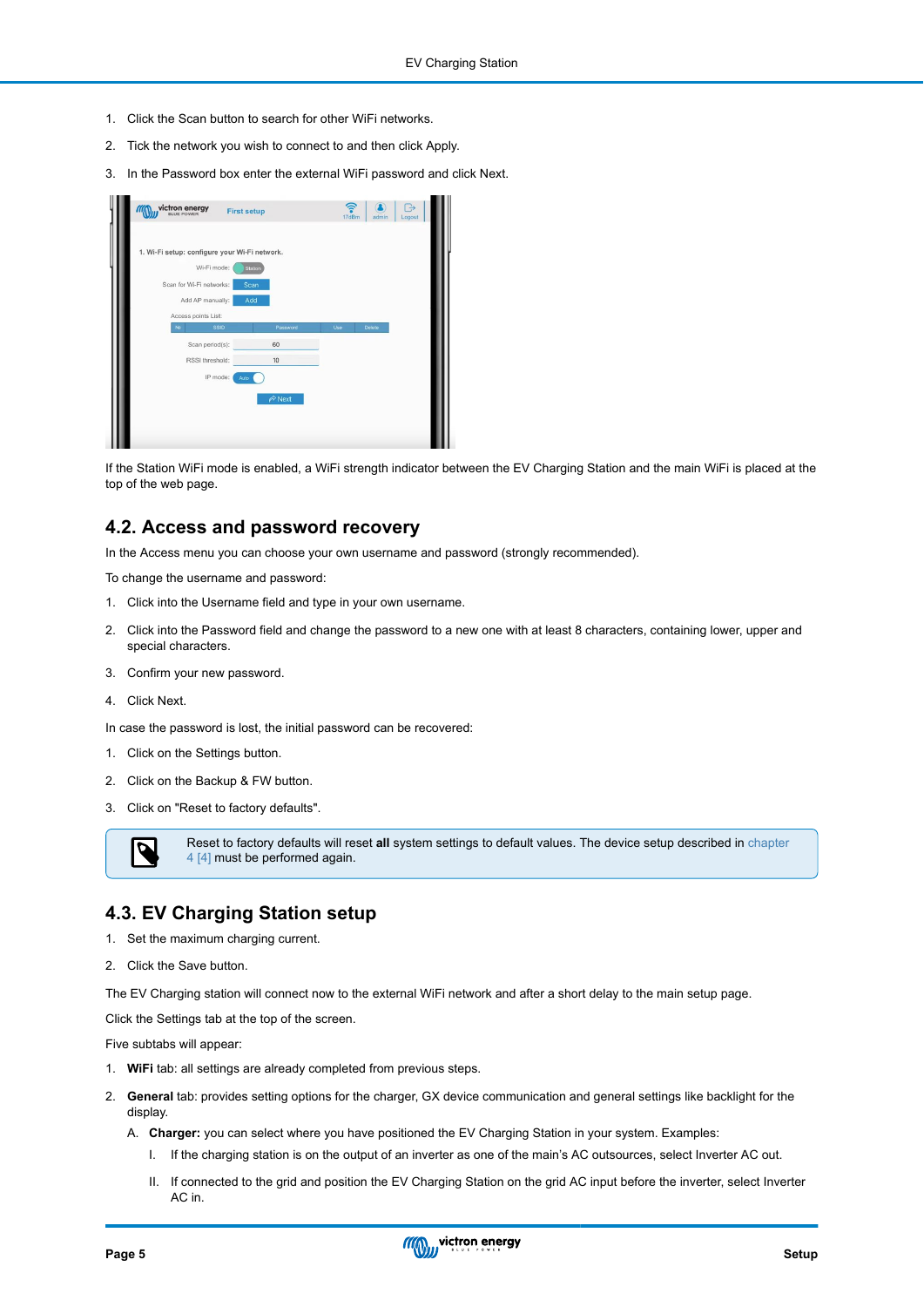1. Click the Scan button to search for other WiFi networks.
2. Tick the network you wish to connect to and then click Apply.
3. In the Password box enter the external WiFi password and click Next.

If the Station WiFi mode is enabled, a WiFi strength indicator between the EV Charging Station and the main WiFi is placed at the top of the web page.

## 4.2. Access and password recovery

In the Access menu you can choose your own username and password (strongly recommended).

To change the username and password:

1. Click into the Username field and type in your own username.
2. Click into the Password field and change the password to a new one with at least 8 characters, containing lower, upper and special characters.
3. Confirm your new password.
4. Click Next.

In case the password is lost, the initial password can be recovered:

1. Click on the Settings button.
2. Click on the Backup & FW button.
3. Click on "Reset to factory defaults".

> Reset to factory defaults will reset **all** system settings to default values. The device setup described in chapter 4 [4] must be performed again.

## 4.3. EV Charging Station setup

1. Set the maximum charging current.
2. Click the Save button.

The EV Charging station will connect now to the external WiFi network and after a short delay to the main setup page.

Click the Settings tab at the top of the screen.

Five subtabs will appear:

1. **WiFi** tab: all settings are already completed from previous steps.
2. **General** tab: provides setting options for the charger, GX device communication and general settings like backlight for the display.
   A. **Charger:** you can select where you have positioned the EV Charging Station in your system. Examples:
      I. If the charging station is on the output of an inverter as one of the main's AC outsources, select Inverter AC out.
      II. If connected to the grid and position the EV Charging Station on the grid AC input before the inverter, select Inverter AC in.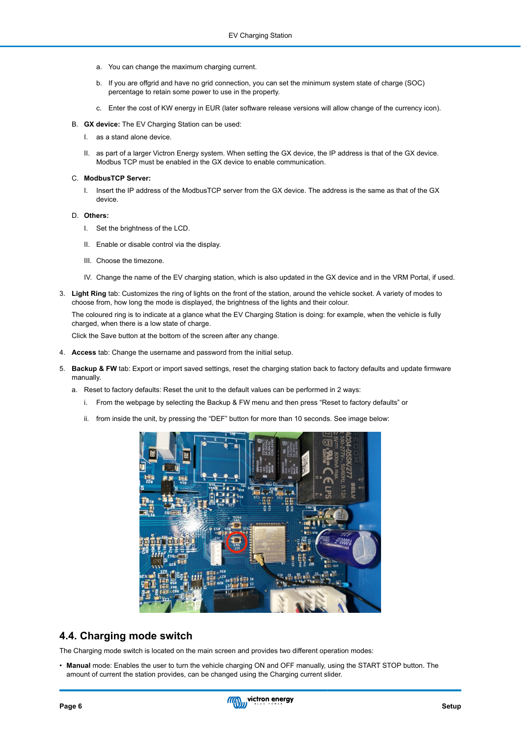a. You can change the maximum charging current.

b. If you are offgrid and have no grid connection, you can set the minimum system state of charge (SOC) percentage to retain some power to use in the property.

c. Enter the cost of KW energy in EUR (later software release versions will allow change of the currency icon).

B. **GX device:** The EV Charging Station can be used:

I. as a stand alone device.

II. as part of a larger Victron Energy system. When setting the GX device, the IP address is that of the GX device. Modbus TCP must be enabled in the GX device to enable communication.

C. **ModbusTCP Server:**

I. Insert the IP address of the ModbusTCP server from the GX device. The address is the same as that of the GX device.

D. **Others:**

I. Set the brightness of the LCD.

II. Enable or disable control via the display.

III. Choose the timezone.

IV. Change the name of the EV charging station, which is also updated in the GX device and in the VRM Portal, if used.

3. **Light Ring** tab: Customizes the ring of lights on the front of the station, around the vehicle socket. A variety of modes to choose from, how long the mode is displayed, the brightness of the lights and their colour.

   The coloured ring is to indicate at a glance what the EV Charging Station is doing: for example, when the vehicle is fully charged, when there is a low state of charge.

   Click the Save button at the bottom of the screen after any change.

4. **Access** tab: Change the username and password from the initial setup.

5. **Backup & FW** tab: Export or import saved settings, reset the charging station back to factory defaults and update firmware manually.

   a. Reset to factory defaults: Reset the unit to the default values can be performed in 2 ways:

      i. From the webpage by selecting the Backup & FW menu and then press “Reset to factory defaults” or

      ii. from inside the unit, by pressing the “DEF” button for more than 10 seconds. See image below:

## 4.4. Charging mode switch

The Charging mode switch is located on the main screen and provides two different operation modes:

- **Manual** mode: Enables the user to turn the vehicle charging ON and OFF manually, using the START STOP button. The amount of current the station provides, can be changed using the Charging current slider.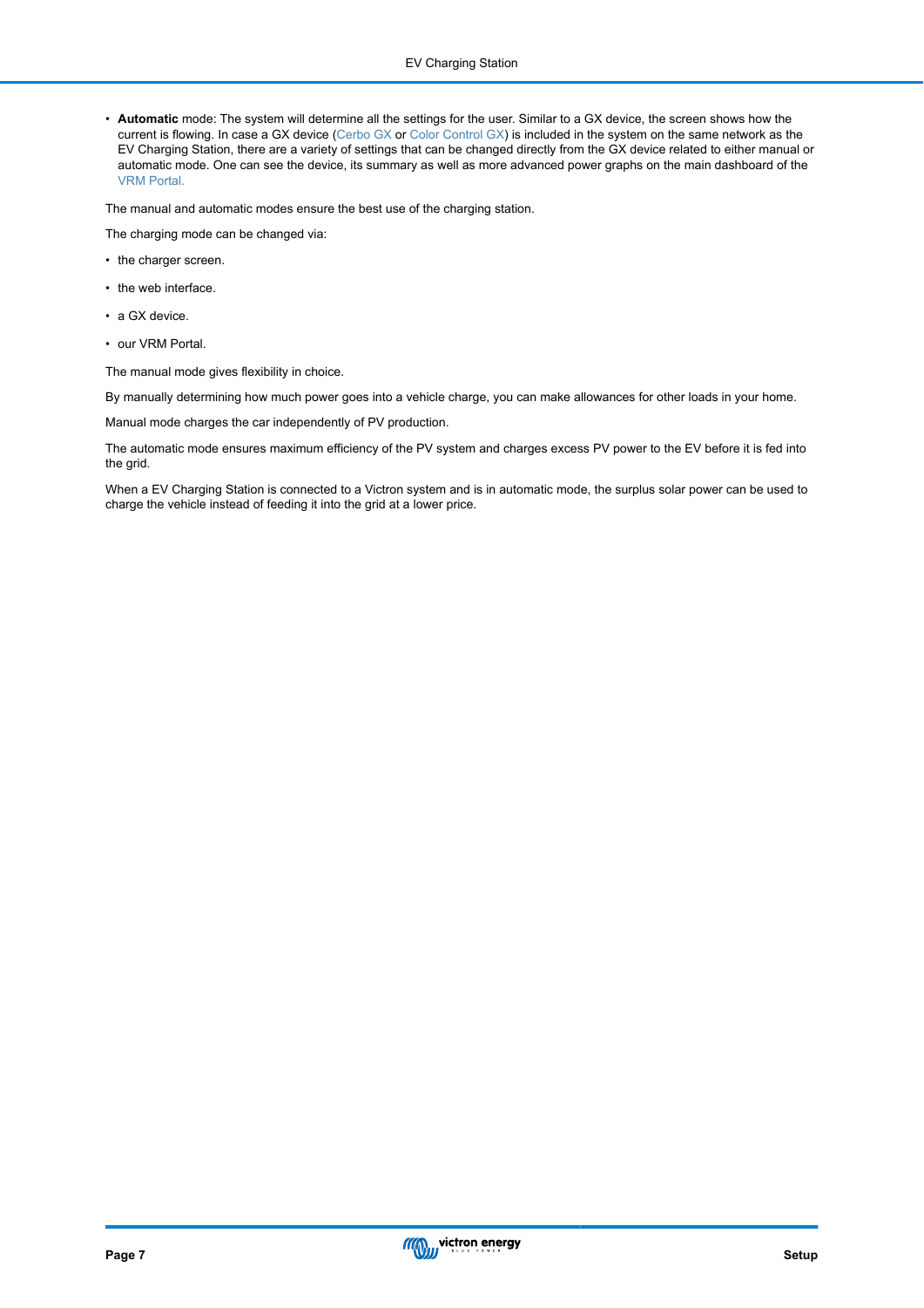- **Automatic** mode: The system will determine all the settings for the user. Similar to a GX device, the screen shows how the current is flowing. In case a GX device (Cerbo GX or Color Control GX) is included in the system on the same network as the EV Charging Station, there are a variety of settings that can be changed directly from the GX device related to either manual or automatic mode. One can see the device, its summary as well as more advanced power graphs on the main dashboard of the VRM Portal.

The manual and automatic modes ensure the best use of the charging station.

The charging mode can be changed via:

- the charger screen.
- the web interface.
- a GX device.
- our VRM Portal.

The manual mode gives flexibility in choice.

By manually determining how much power goes into a vehicle charge, you can make allowances for other loads in your home.

Manual mode charges the car independently of PV production.

The automatic mode ensures maximum efficiency of the PV system and charges excess PV power to the EV before it is fed into the grid.

When a EV Charging Station is connected to a Victron system and is in automatic mode, the surplus solar power can be used to charge the vehicle instead of feeding it into the grid at a lower price.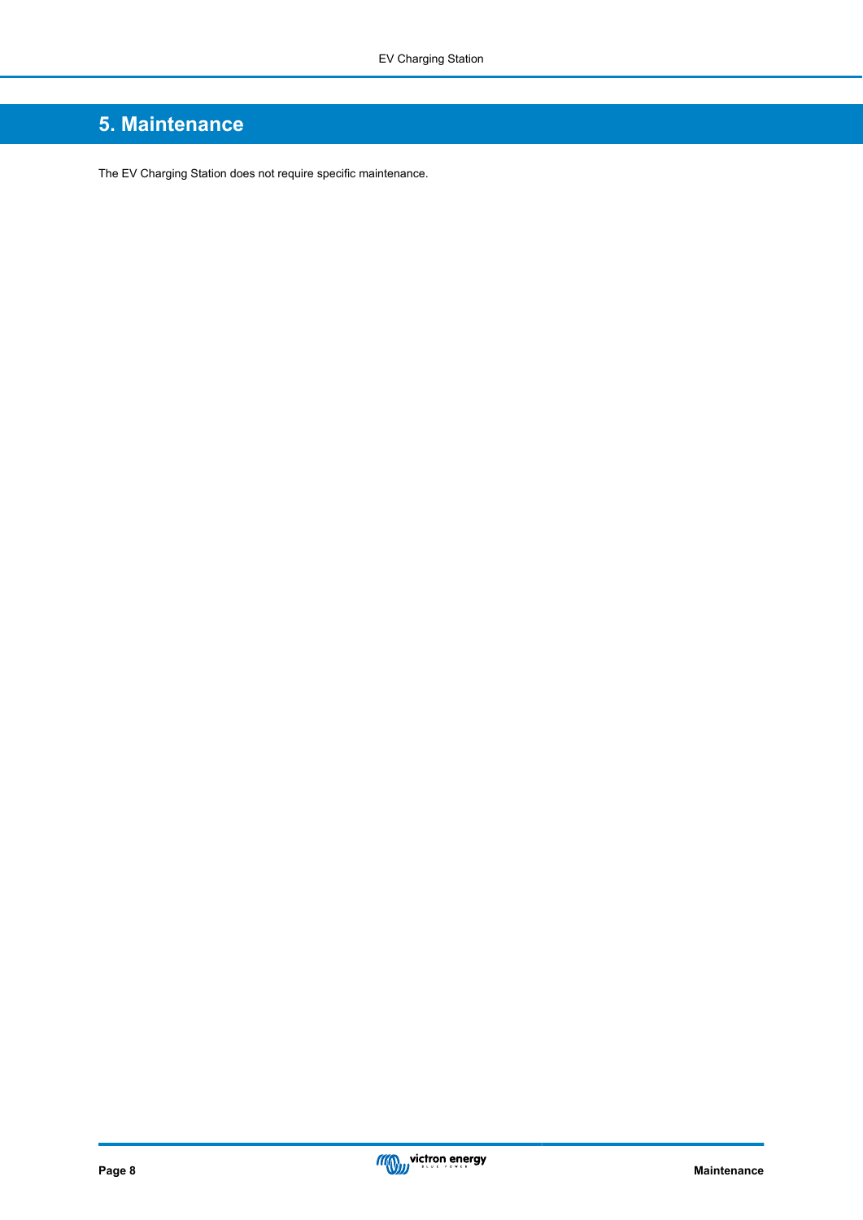# 5. Maintenance

The EV Charging Station does not require specific maintenance.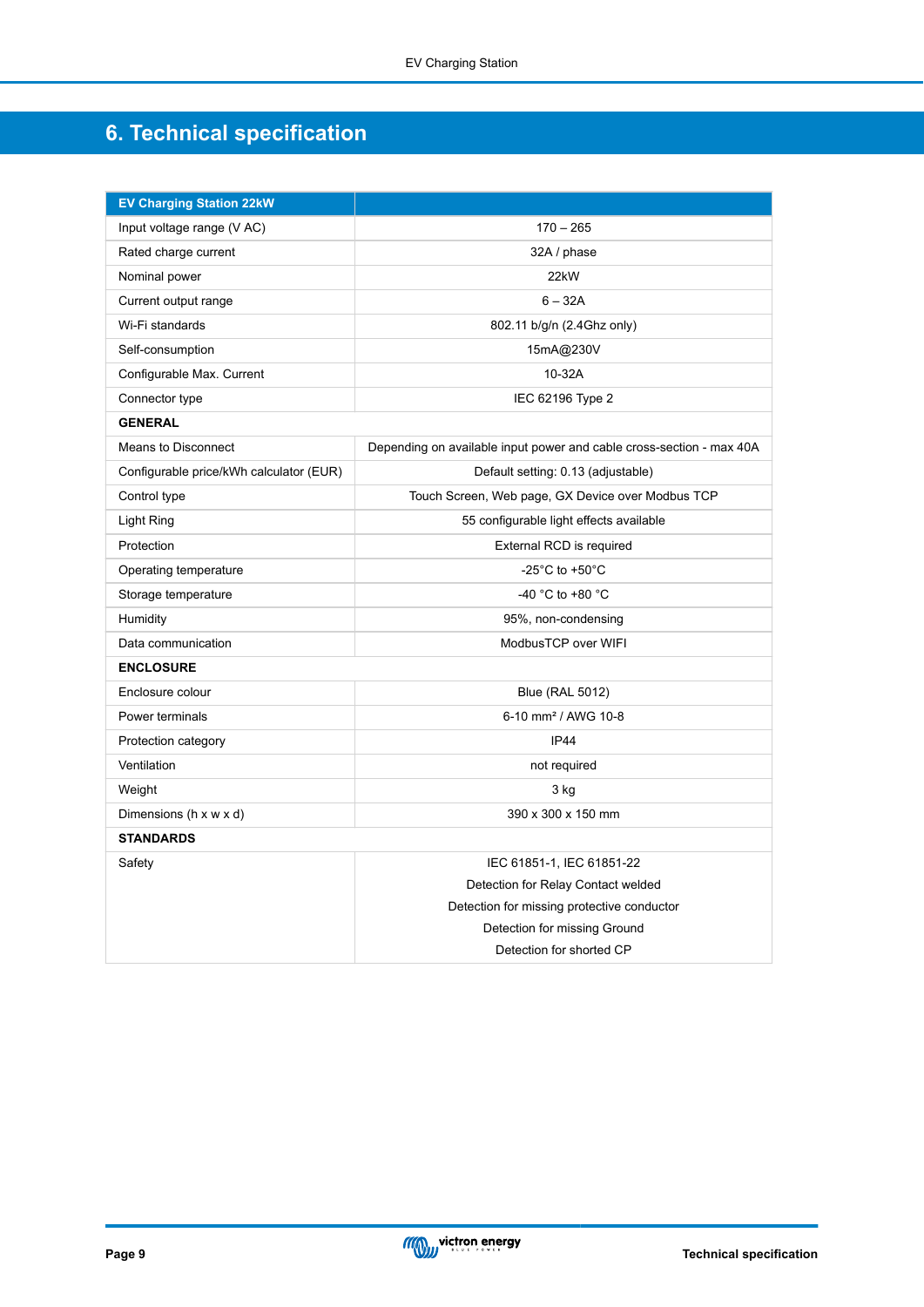# 6. Technical specification

| EV Charging Station 22kW | |
|---|---|
| Input voltage range (V AC) | 170 – 265 |
| Rated charge current | 32A / phase |
| Nominal power | 22kW |
| Current output range | 6 – 32A |
| Wi-Fi standards | 802.11 b/g/n (2.4Ghz only) |
| Self-consumption | 15mA@230V |
| Configurable Max. Current | 10-32A |
| Connector type | IEC 62196 Type 2 |
| **GENERAL** | |
| Means to Disconnect | Depending on available input power and cable cross-section - max 40A |
| Configurable price/kWh calculator (EUR) | Default setting: 0.13 (adjustable) |
| Control type | Touch Screen, Web page, GX Device over Modbus TCP |
| Light Ring | 55 configurable light effects available |
| Protection | External RCD is required |
| Operating temperature | -25°C to +50°C |
| Storage temperature | -40 °C to +80 °C |
| Humidity | 95%, non-condensing |
| Data communication | ModbusTCP over WIFI |
| **ENCLOSURE** | |
| Enclosure colour | Blue (RAL 5012) |
| Power terminals | 6-10 mm² / AWG 10-8 |
| Protection category | IP44 |
| Ventilation | not required |
| Weight | 3 kg |
| Dimensions (h x w x d) | 390 x 300 x 150 mm |
| **STANDARDS** | |
| Safety | IEC 61851-1, IEC 61851-22<br>Detection for Relay Contact welded<br>Detection for missing protective conductor<br>Detection for missing Ground<br>Detection for shorted CP |